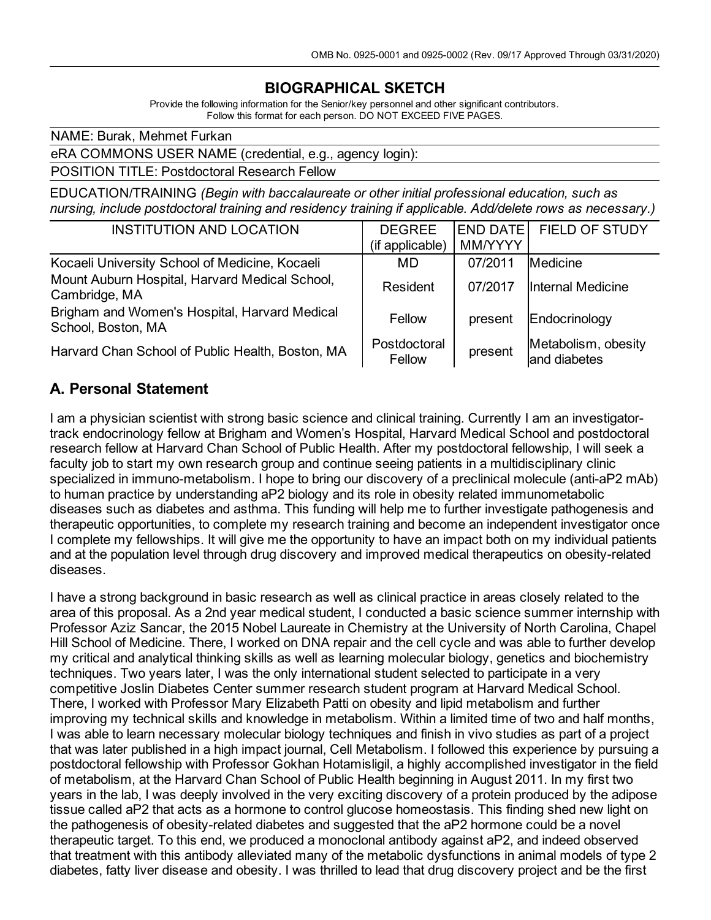OMB No. 0925-0001 and 0925-0002 (Rev. 09/17 Approved Through 03/31/2020)

# BIOGRAPHICAL SKETCH

Provide the following information for the Senior/key personnel and other significant contributors.
Follow this format for each person. DO NOT EXCEED FIVE PAGES.

NAME: Burak, Mehmet Furkan

eRA COMMONS USER NAME (credential, e.g., agency login):

POSITION TITLE: Postdoctoral Research Fellow

EDUCATION/TRAINING *(Begin with baccalaureate or other initial professional education, such as nursing, include postdoctoral training and residency training if applicable. Add/delete rows as necessary.)*

| INSTITUTION AND LOCATION | DEGREE (if applicable) | END DATE MM/YYYY | FIELD OF STUDY |
|---|---|---|---|
| Kocaeli University School of Medicine, Kocaeli | MD | 07/2011 | Medicine |
| Mount Auburn Hospital, Harvard Medical School, Cambridge, MA | Resident | 07/2017 | Internal Medicine |
| Brigham and Women's Hospital, Harvard Medical School, Boston, MA | Fellow | present | Endocrinology |
| Harvard Chan School of Public Health, Boston, MA | Postdoctoral Fellow | present | Metabolism, obesity and diabetes |

## A. Personal Statement

I am a physician scientist with strong basic science and clinical training. Currently I am an investigator-track endocrinology fellow at Brigham and Women's Hospital, Harvard Medical School and postdoctoral research fellow at Harvard Chan School of Public Health. After my postdoctoral fellowship, I will seek a faculty job to start my own research group and continue seeing patients in a multidisciplinary clinic specialized in immuno-metabolism. I hope to bring our discovery of a preclinical molecule (anti-aP2 mAb) to human practice by understanding aP2 biology and its role in obesity related immunometabolic diseases such as diabetes and asthma. This funding will help me to further investigate pathogenesis and therapeutic opportunities, to complete my research training and become an independent investigator once I complete my fellowships. It will give me the opportunity to have an impact both on my individual patients and at the population level through drug discovery and improved medical therapeutics on obesity-related diseases.

I have a strong background in basic research as well as clinical practice in areas closely related to the area of this proposal. As a 2nd year medical student, I conducted a basic science summer internship with Professor Aziz Sancar, the 2015 Nobel Laureate in Chemistry at the University of North Carolina, Chapel Hill School of Medicine. There, I worked on DNA repair and the cell cycle and was able to further develop my critical and analytical thinking skills as well as learning molecular biology, genetics and biochemistry techniques. Two years later, I was the only international student selected to participate in a very competitive Joslin Diabetes Center summer research student program at Harvard Medical School. There, I worked with Professor Mary Elizabeth Patti on obesity and lipid metabolism and further improving my technical skills and knowledge in metabolism. Within a limited time of two and half months, I was able to learn necessary molecular biology techniques and finish in vivo studies as part of a project that was later published in a high impact journal, Cell Metabolism. I followed this experience by pursuing a postdoctoral fellowship with Professor Gokhan Hotamisligil, a highly accomplished investigator in the field of metabolism, at the Harvard Chan School of Public Health beginning in August 2011. In my first two years in the lab, I was deeply involved in the very exciting discovery of a protein produced by the adipose tissue called aP2 that acts as a hormone to control glucose homeostasis. This finding shed new light on the pathogenesis of obesity-related diabetes and suggested that the aP2 hormone could be a novel therapeutic target. To this end, we produced a monoclonal antibody against aP2, and indeed observed that treatment with this antibody alleviated many of the metabolic dysfunctions in animal models of type 2 diabetes, fatty liver disease and obesity. I was thrilled to lead that drug discovery project and be the first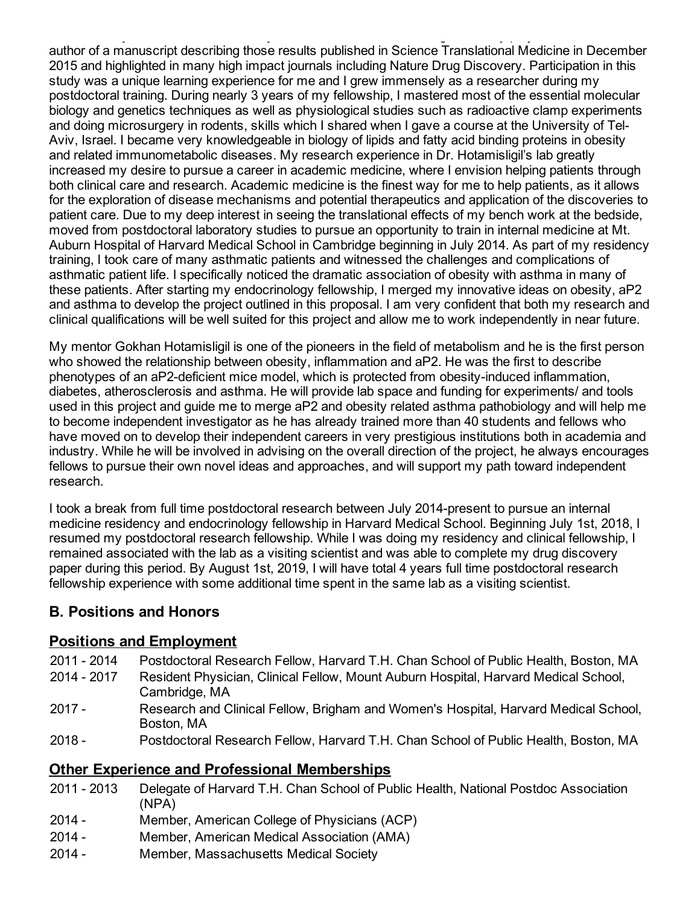author of a manuscript describing those results published in Science Translational Medicine in December 2015 and highlighted in many high impact journals including Nature Drug Discovery. Participation in this study was a unique learning experience for me and I grew immensely as a researcher during my postdoctoral training. During nearly 3 years of my fellowship, I mastered most of the essential molecular biology and genetics techniques as well as physiological studies such as radioactive clamp experiments and doing microsurgery in rodents, skills which I shared when I gave a course at the University of Tel-Aviv, Israel. I became very knowledgeable in biology of lipids and fatty acid binding proteins in obesity and related immunometabolic diseases. My research experience in Dr. Hotamisligil's lab greatly increased my desire to pursue a career in academic medicine, where I envision helping patients through both clinical care and research. Academic medicine is the finest way for me to help patients, as it allows for the exploration of disease mechanisms and potential therapeutics and application of the discoveries to patient care. Due to my deep interest in seeing the translational effects of my bench work at the bedside, moved from postdoctoral laboratory studies to pursue an opportunity to train in internal medicine at Mt. Auburn Hospital of Harvard Medical School in Cambridge beginning in July 2014. As part of my residency training, I took care of many asthmatic patients and witnessed the challenges and complications of asthmatic patient life. I specifically noticed the dramatic association of obesity with asthma in many of these patients. After starting my endocrinology fellowship, I merged my innovative ideas on obesity, aP2 and asthma to develop the project outlined in this proposal. I am very confident that both my research and clinical qualifications will be well suited for this project and allow me to work independently in near future.

My mentor Gokhan Hotamisligil is one of the pioneers in the field of metabolism and he is the first person who showed the relationship between obesity, inflammation and aP2. He was the first to describe phenotypes of an aP2-deficient mice model, which is protected from obesity-induced inflammation, diabetes, atherosclerosis and asthma. He will provide lab space and funding for experiments/ and tools used in this project and guide me to merge aP2 and obesity related asthma pathobiology and will help me to become independent investigator as he has already trained more than 40 students and fellows who have moved on to develop their independent careers in very prestigious institutions both in academia and industry. While he will be involved in advising on the overall direction of the project, he always encourages fellows to pursue their own novel ideas and approaches, and will support my path toward independent research.

I took a break from full time postdoctoral research between July 2014-present to pursue an internal medicine residency and endocrinology fellowship in Harvard Medical School. Beginning July 1st, 2018, I resumed my postdoctoral research fellowship. While I was doing my residency and clinical fellowship, I remained associated with the lab as a visiting scientist and was able to complete my drug discovery paper during this period. By August 1st, 2019, I will have total 4 years full time postdoctoral research fellowship experience with some additional time spent in the same lab as a visiting scientist.

## B. Positions and Honors

### Positions and Employment

2011 - 2014 Postdoctoral Research Fellow, Harvard T.H. Chan School of Public Health, Boston, MA

2014 - 2017 Resident Physician, Clinical Fellow, Mount Auburn Hospital, Harvard Medical School, Cambridge, MA

2017 - Research and Clinical Fellow, Brigham and Women's Hospital, Harvard Medical School, Boston, MA

2018 - Postdoctoral Research Fellow, Harvard T.H. Chan School of Public Health, Boston, MA

### Other Experience and Professional Memberships

2011 - 2013 Delegate of Harvard T.H. Chan School of Public Health, National Postdoc Association (NPA)

2014 - Member, American College of Physicians (ACP)

2014 - Member, American Medical Association (AMA)

2014 - Member, Massachusetts Medical Society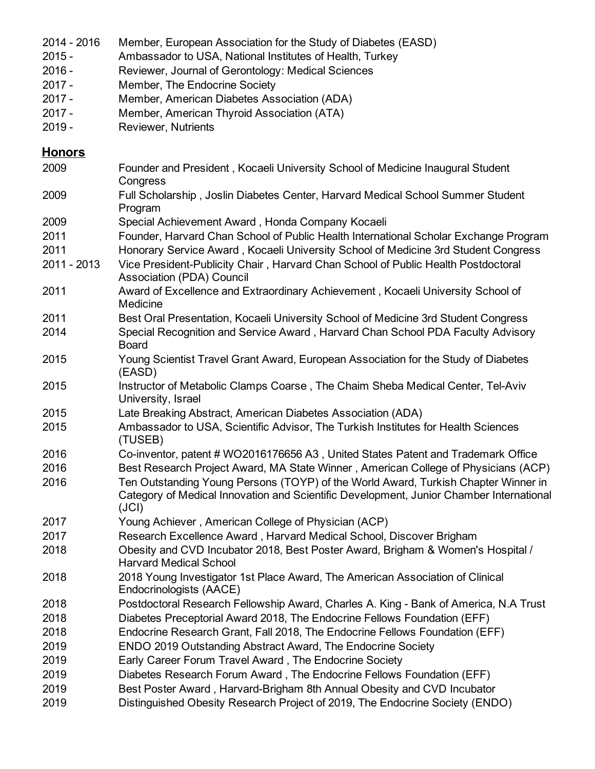| | |
|---|---|
| 2014 - 2016 | Member, European Association for the Study of Diabetes (EASD) |
| 2015 - | Ambassador to USA, National Institutes of Health, Turkey |
| 2016 - | Reviewer, Journal of Gerontology: Medical Sciences |
| 2017 - | Member, The Endocrine Society |
| 2017 - | Member, American Diabetes Association (ADA) |
| 2017 - | Member, American Thyroid Association (ATA) |
| 2019 - | Reviewer, Nutrients |

## Honors

| | |
|---|---|
| 2009 | Founder and President , Kocaeli University School of Medicine Inaugural Student Congress |
| 2009 | Full Scholarship , Joslin Diabetes Center, Harvard Medical School Summer Student Program |
| 2009 | Special Achievement Award , Honda Company Kocaeli |
| 2011 | Founder, Harvard Chan School of Public Health International Scholar Exchange Program |
| 2011 | Honorary Service Award , Kocaeli University School of Medicine 3rd Student Congress |
| 2011 - 2013 | Vice President-Publicity Chair , Harvard Chan School of Public Health Postdoctoral Association (PDA) Council |
| 2011 | Award of Excellence and Extraordinary Achievement , Kocaeli University School of Medicine |
| 2011 | Best Oral Presentation, Kocaeli University School of Medicine 3rd Student Congress |
| 2014 | Special Recognition and Service Award , Harvard Chan School PDA Faculty Advisory Board |
| 2015 | Young Scientist Travel Grant Award, European Association for the Study of Diabetes (EASD) |
| 2015 | Instructor of Metabolic Clamps Coarse , The Chaim Sheba Medical Center, Tel-Aviv University, Israel |
| 2015 | Late Breaking Abstract, American Diabetes Association (ADA) |
| 2015 | Ambassador to USA, Scientific Advisor, The Turkish Institutes for Health Sciences (TUSEB) |
| 2016 | Co-inventor, patent # WO2016176656 A3 , United States Patent and Trademark Office |
| 2016 | Best Research Project Award, MA State Winner , American College of Physicians (ACP) |
| 2016 | Ten Outstanding Young Persons (TOYP) of the World Award, Turkish Chapter Winner in Category of Medical Innovation and Scientific Development, Junior Chamber International (JCI) |
| 2017 | Young Achiever , American College of Physician (ACP) |
| 2017 | Research Excellence Award , Harvard Medical School, Discover Brigham |
| 2018 | Obesity and CVD Incubator 2018, Best Poster Award, Brigham & Women's Hospital / Harvard Medical School |
| 2018 | 2018 Young Investigator 1st Place Award, The American Association of Clinical Endocrinologists (AACE) |
| 2018 | Postdoctoral Research Fellowship Award, Charles A. King - Bank of America, N.A Trust |
| 2018 | Diabetes Preceptorial Award 2018, The Endocrine Fellows Foundation (EFF) |
| 2018 | Endocrine Research Grant, Fall 2018, The Endocrine Fellows Foundation (EFF) |
| 2019 | ENDO 2019 Outstanding Abstract Award, The Endocrine Society |
| 2019 | Early Career Forum Travel Award , The Endocrine Society |
| 2019 | Diabetes Research Forum Award , The Endocrine Fellows Foundation (EFF) |
| 2019 | Best Poster Award , Harvard-Brigham 8th Annual Obesity and CVD Incubator |
| 2019 | Distinguished Obesity Research Project of 2019, The Endocrine Society (ENDO) |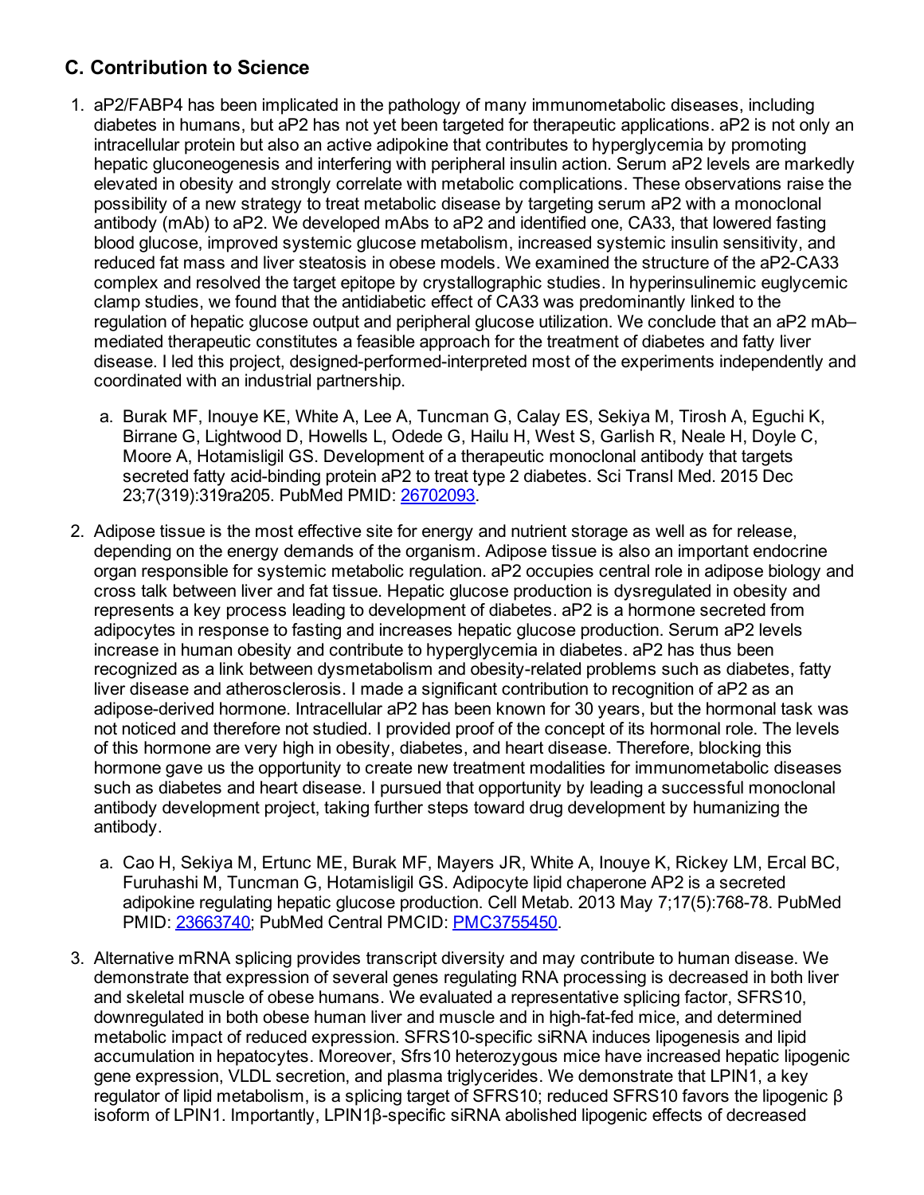## C. Contribution to Science

1. aP2/FABP4 has been implicated in the pathology of many immunometabolic diseases, including diabetes in humans, but aP2 has not yet been targeted for therapeutic applications. aP2 is not only an intracellular protein but also an active adipokine that contributes to hyperglycemia by promoting hepatic gluconeogenesis and interfering with peripheral insulin action. Serum aP2 levels are markedly elevated in obesity and strongly correlate with metabolic complications. These observations raise the possibility of a new strategy to treat metabolic disease by targeting serum aP2 with a monoclonal antibody (mAb) to aP2. We developed mAbs to aP2 and identified one, CA33, that lowered fasting blood glucose, improved systemic glucose metabolism, increased systemic insulin sensitivity, and reduced fat mass and liver steatosis in obese models. We examined the structure of the aP2-CA33 complex and resolved the target epitope by crystallographic studies. In hyperinsulinemic euglycemic clamp studies, we found that the antidiabetic effect of CA33 was predominantly linked to the regulation of hepatic glucose output and peripheral glucose utilization. We conclude that an aP2 mAb–mediated therapeutic constitutes a feasible approach for the treatment of diabetes and fatty liver disease. I led this project, designed-performed-interpreted most of the experiments independently and coordinated with an industrial partnership.

   a. Burak MF, Inouye KE, White A, Lee A, Tuncman G, Calay ES, Sekiya M, Tirosh A, Eguchi K, Birrane G, Lightwood D, Howells L, Odede G, Hailu H, West S, Garlish R, Neale H, Doyle C, Moore A, Hotamisligil GS. Development of a therapeutic monoclonal antibody that targets secreted fatty acid-binding protein aP2 to treat type 2 diabetes. Sci Transl Med. 2015 Dec 23;7(319):319ra205. PubMed PMID: 26702093.

2. Adipose tissue is the most effective site for energy and nutrient storage as well as for release, depending on the energy demands of the organism. Adipose tissue is also an important endocrine organ responsible for systemic metabolic regulation. aP2 occupies central role in adipose biology and cross talk between liver and fat tissue. Hepatic glucose production is dysregulated in obesity and represents a key process leading to development of diabetes. aP2 is a hormone secreted from adipocytes in response to fasting and increases hepatic glucose production. Serum aP2 levels increase in human obesity and contribute to hyperglycemia in diabetes. aP2 has thus been recognized as a link between dysmetabolism and obesity-related problems such as diabetes, fatty liver disease and atherosclerosis. I made a significant contribution to recognition of aP2 as an adipose-derived hormone. Intracellular aP2 has been known for 30 years, but the hormonal task was not noticed and therefore not studied. I provided proof of the concept of its hormonal role. The levels of this hormone are very high in obesity, diabetes, and heart disease. Therefore, blocking this hormone gave us the opportunity to create new treatment modalities for immunometabolic diseases such as diabetes and heart disease. I pursued that opportunity by leading a successful monoclonal antibody development project, taking further steps toward drug development by humanizing the antibody.

   a. Cao H, Sekiya M, Ertunc ME, Burak MF, Mayers JR, White A, Inouye K, Rickey LM, Ercal BC, Furuhashi M, Tuncman G, Hotamisligil GS. Adipocyte lipid chaperone AP2 is a secreted adipokine regulating hepatic glucose production. Cell Metab. 2013 May 7;17(5):768-78. PubMed PMID: 23663740; PubMed Central PMCID: PMC3755450.

3. Alternative mRNA splicing provides transcript diversity and may contribute to human disease. We demonstrate that expression of several genes regulating RNA processing is decreased in both liver and skeletal muscle of obese humans. We evaluated a representative splicing factor, SFRS10, downregulated in both obese human liver and muscle and in high-fat-fed mice, and determined metabolic impact of reduced expression. SFRS10-specific siRNA induces lipogenesis and lipid accumulation in hepatocytes. Moreover, Sfrs10 heterozygous mice have increased hepatic lipogenic gene expression, VLDL secretion, and plasma triglycerides. We demonstrate that LPIN1, a key regulator of lipid metabolism, is a splicing target of SFRS10; reduced SFRS10 favors the lipogenic β isoform of LPIN1. Importantly, LPIN1β-specific siRNA abolished lipogenic effects of decreased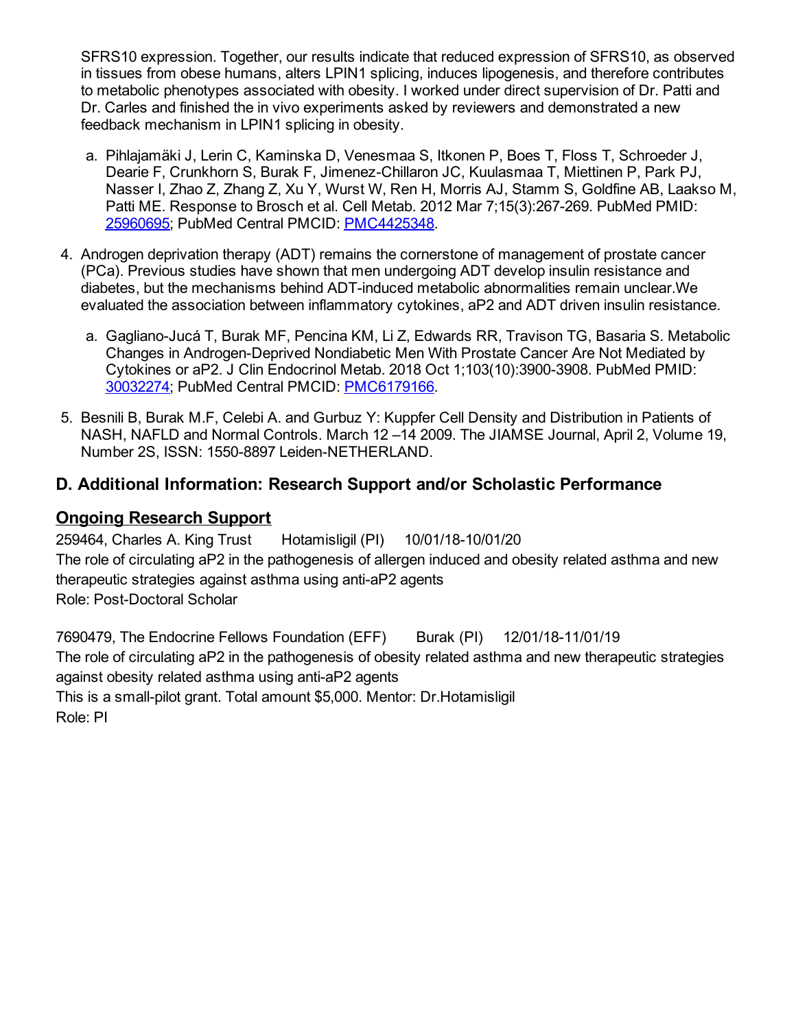SFRS10 expression. Together, our results indicate that reduced expression of SFRS10, as observed in tissues from obese humans, alters LPIN1 splicing, induces lipogenesis, and therefore contributes to metabolic phenotypes associated with obesity. I worked under direct supervision of Dr. Patti and Dr. Carles and finished the in vivo experiments asked by reviewers and demonstrated a new feedback mechanism in LPIN1 splicing in obesity.

   a. Pihlajamäki J, Lerin C, Kaminska D, Venesmaa S, Itkonen P, Boes T, Floss T, Schroeder J, Dearie F, Crunkhorn S, Burak F, Jimenez-Chillaron JC, Kuulasmaa T, Miettinen P, Park PJ, Nasser I, Zhao Z, Zhang Z, Xu Y, Wurst W, Ren H, Morris AJ, Stamm S, Goldfine AB, Laakso M, Patti ME. Response to Brosch et al. Cell Metab. 2012 Mar 7;15(3):267-269. PubMed PMID: 25960695; PubMed Central PMCID: PMC4425348.

4. Androgen deprivation therapy (ADT) remains the cornerstone of management of prostate cancer (PCa). Previous studies have shown that men undergoing ADT develop insulin resistance and diabetes, but the mechanisms behind ADT-induced metabolic abnormalities remain unclear.We evaluated the association between inflammatory cytokines, aP2 and ADT driven insulin resistance.

   a. Gagliano-Jucá T, Burak MF, Pencina KM, Li Z, Edwards RR, Travison TG, Basaria S. Metabolic Changes in Androgen-Deprived Nondiabetic Men With Prostate Cancer Are Not Mediated by Cytokines or aP2. J Clin Endocrinol Metab. 2018 Oct 1;103(10):3900-3908. PubMed PMID: 30032274; PubMed Central PMCID: PMC6179166.

5. Besnili B, Burak M.F, Celebi A. and Gurbuz Y: Kuppfer Cell Density and Distribution in Patients of NASH, NAFLD and Normal Controls. March 12 –14 2009. The JIAMSE Journal, April 2, Volume 19, Number 2S, ISSN: 1550-8897 Leiden-NETHERLAND.

## D. Additional Information: Research Support and/or Scholastic Performance

### Ongoing Research Support

259464, Charles A. King Trust   Hotamisligil (PI)   10/01/18-10/01/20
The role of circulating aP2 in the pathogenesis of allergen induced and obesity related asthma and new therapeutic strategies against asthma using anti-aP2 agents
Role: Post-Doctoral Scholar

7690479, The Endocrine Fellows Foundation (EFF)   Burak (PI)   12/01/18-11/01/19
The role of circulating aP2 in the pathogenesis of obesity related asthma and new therapeutic strategies against obesity related asthma using anti-aP2 agents
This is a small-pilot grant. Total amount $5,000. Mentor: Dr.Hotamisligil
Role: PI